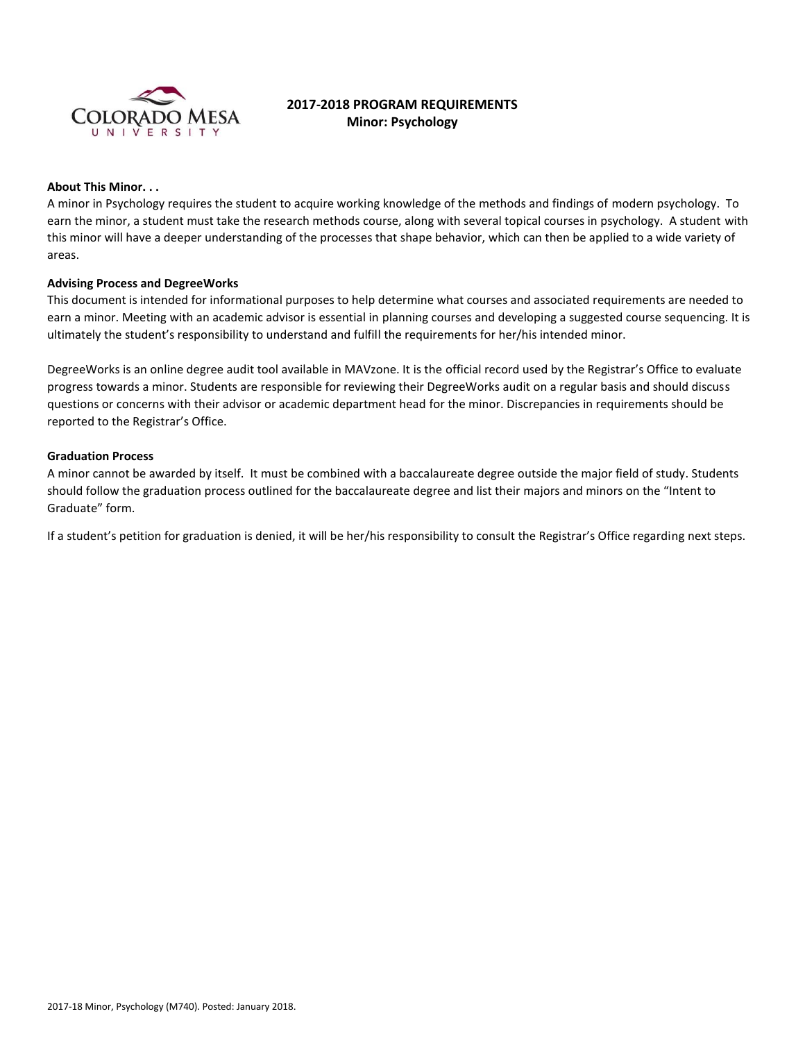# 2017-2018 PROGRAM REQUIREMENTS
## Minor: Psychology

**About This Minor. . .**

A minor in Psychology requires the student to acquire working knowledge of the methods and findings of modern psychology. To earn the minor, a student must take the research methods course, along with several topical courses in psychology. A student with this minor will have a deeper understanding of the processes that shape behavior, which can then be applied to a wide variety of areas.

**Advising Process and DegreeWorks**

This document is intended for informational purposes to help determine what courses and associated requirements are needed to earn a minor. Meeting with an academic advisor is essential in planning courses and developing a suggested course sequencing. It is ultimately the student's responsibility to understand and fulfill the requirements for her/his intended minor.

DegreeWorks is an online degree audit tool available in MAVzone. It is the official record used by the Registrar's Office to evaluate progress towards a minor. Students are responsible for reviewing their DegreeWorks audit on a regular basis and should discuss questions or concerns with their advisor or academic department head for the minor. Discrepancies in requirements should be reported to the Registrar's Office.

**Graduation Process**

A minor cannot be awarded by itself. It must be combined with a baccalaureate degree outside the major field of study. Students should follow the graduation process outlined for the baccalaureate degree and list their majors and minors on the "Intent to Graduate" form.

If a student's petition for graduation is denied, it will be her/his responsibility to consult the Registrar's Office regarding next steps.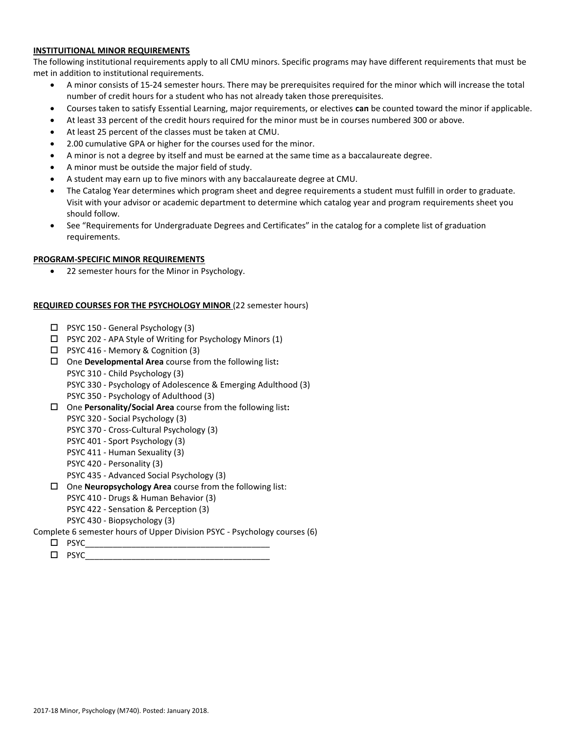## INSTITUITIONAL MINOR REQUIREMENTS

The following institutional requirements apply to all CMU minors. Specific programs may have different requirements that must be met in addition to institutional requirements.

- A minor consists of 15-24 semester hours. There may be prerequisites required for the minor which will increase the total number of credit hours for a student who has not already taken those prerequisites.
- Courses taken to satisfy Essential Learning, major requirements, or electives **can** be counted toward the minor if applicable.
- At least 33 percent of the credit hours required for the minor must be in courses numbered 300 or above.
- At least 25 percent of the classes must be taken at CMU.
- 2.00 cumulative GPA or higher for the courses used for the minor.
- A minor is not a degree by itself and must be earned at the same time as a baccalaureate degree.
- A minor must be outside the major field of study.
- A student may earn up to five minors with any baccalaureate degree at CMU.
- The Catalog Year determines which program sheet and degree requirements a student must fulfill in order to graduate. Visit with your advisor or academic department to determine which catalog year and program requirements sheet you should follow.
- See "Requirements for Undergraduate Degrees and Certificates" in the catalog for a complete list of graduation requirements.

## PROGRAM-SPECIFIC MINOR REQUIREMENTS

- 22 semester hours for the Minor in Psychology.

## REQUIRED COURSES FOR THE PSYCHOLOGY MINOR (22 semester hours)

- ☐ PSYC 150 - General Psychology (3)
- ☐ PSYC 202 - APA Style of Writing for Psychology Minors (1)
- ☐ PSYC 416 - Memory & Cognition (3)
- ☐ One **Developmental Area** course from the following list:
  PSYC 310 - Child Psychology (3)
  PSYC 330 - Psychology of Adolescence & Emerging Adulthood (3)
  PSYC 350 - Psychology of Adulthood (3)
- ☐ One **Personality/Social Area** course from the following list:
  PSYC 320 - Social Psychology (3)
  PSYC 370 - Cross-Cultural Psychology (3)
  PSYC 401 - Sport Psychology (3)
  PSYC 411 - Human Sexuality (3)
  PSYC 420 - Personality (3)
  PSYC 435 - Advanced Social Psychology (3)
- ☐ One **Neuropsychology Area** course from the following list:
  PSYC 410 - Drugs & Human Behavior (3)
  PSYC 422 - Sensation & Perception (3)
  PSYC 430 - Biopsychology (3)

Complete 6 semester hours of Upper Division PSYC - Psychology courses (6)

- ☐ PSYC________________________________________
- ☐ PSYC________________________________________

2017-18 Minor, Psychology (M740). Posted: January 2018.